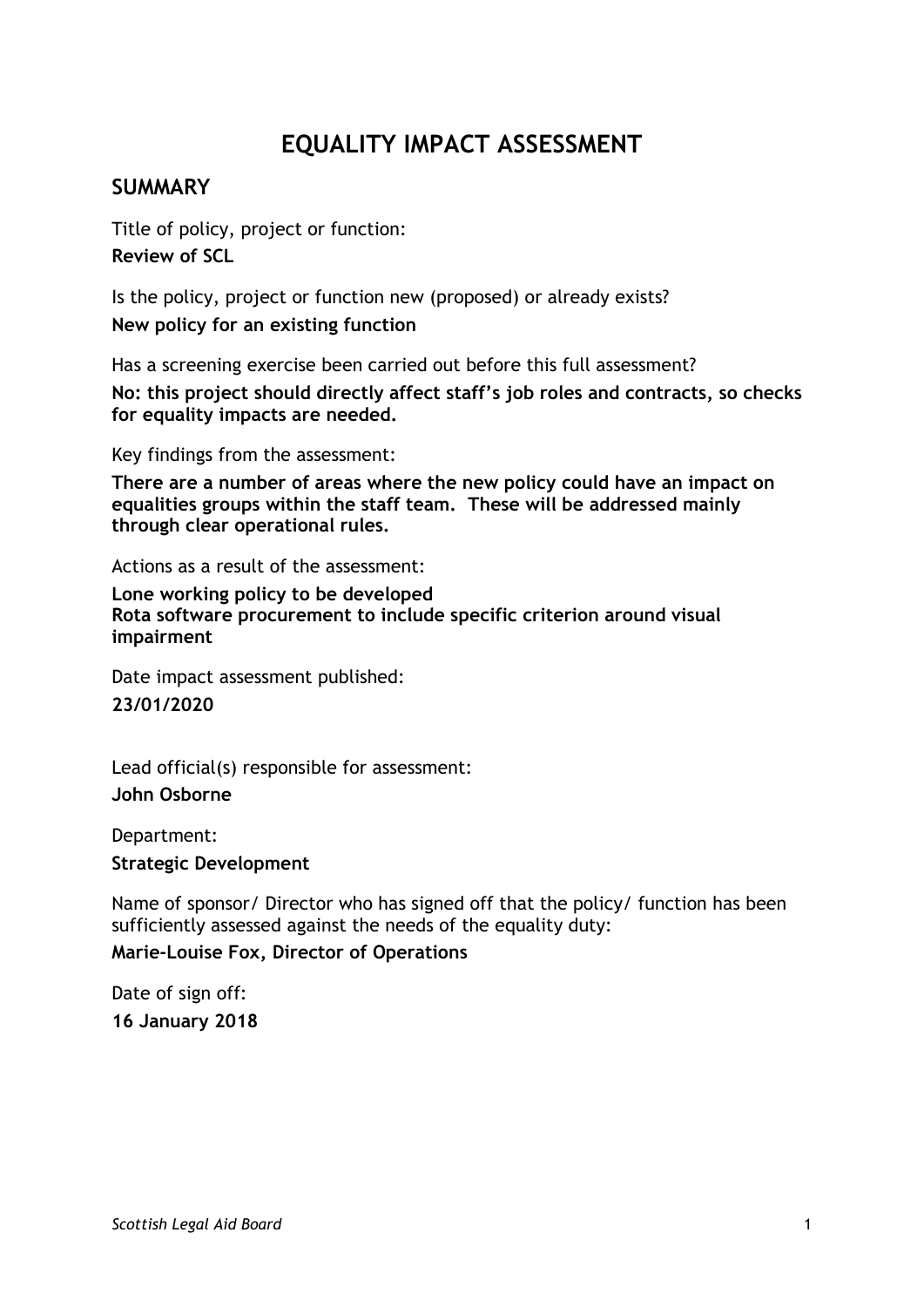# EQUALITY IMPACT ASSESSMENT

## SUMMARY

Title of policy, project or function:

**Review of SCL**

Is the policy, project or function new (proposed) or already exists?

**New policy for an existing function**

Has a screening exercise been carried out before this full assessment?

**No: this project should directly affect staff's job roles and contracts, so checks for equality impacts are needed.**

Key findings from the assessment:

**There are a number of areas where the new policy could have an impact on equalities groups within the staff team. These will be addressed mainly through clear operational rules.**

Actions as a result of the assessment:

**Lone working policy to be developed**
**Rota software procurement to include specific criterion around visual impairment**

Date impact assessment published:

**23/01/2020**

Lead official(s) responsible for assessment:

**John Osborne**

Department:

**Strategic Development**

Name of sponsor/ Director who has signed off that the policy/ function has been sufficiently assessed against the needs of the equality duty:

**Marie-Louise Fox, Director of Operations**

Date of sign off:

**16 January 2018**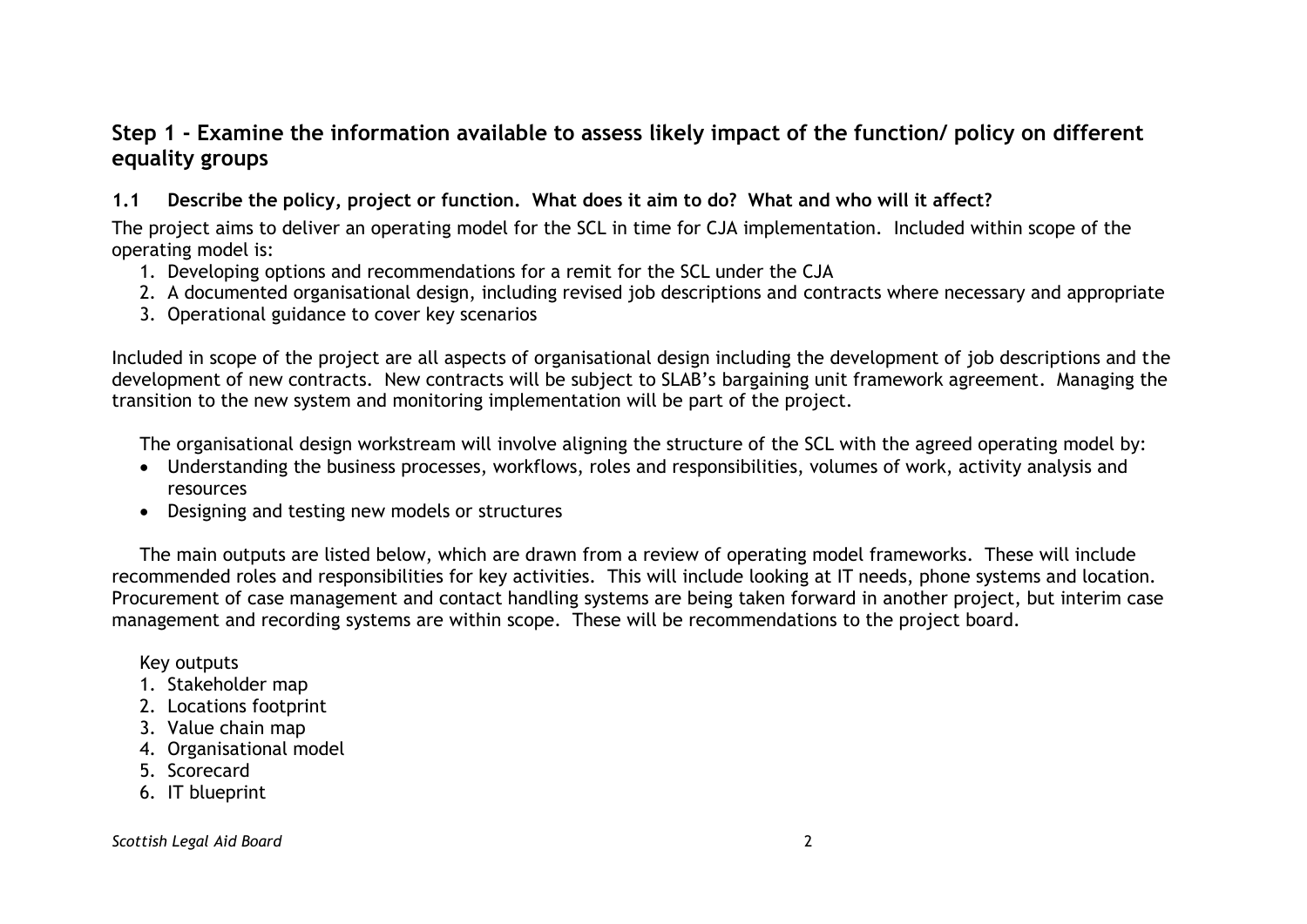## Step 1 - Examine the information available to assess likely impact of the function/ policy on different equality groups

### 1.1 Describe the policy, project or function. What does it aim to do? What and who will it affect?

The project aims to deliver an operating model for the SCL in time for CJA implementation. Included within scope of the operating model is:

1. Developing options and recommendations for a remit for the SCL under the CJA
2. A documented organisational design, including revised job descriptions and contracts where necessary and appropriate
3. Operational guidance to cover key scenarios

Included in scope of the project are all aspects of organisational design including the development of job descriptions and the development of new contracts. New contracts will be subject to SLAB's bargaining unit framework agreement. Managing the transition to the new system and monitoring implementation will be part of the project.

The organisational design workstream will involve aligning the structure of the SCL with the agreed operating model by:

- Understanding the business processes, workflows, roles and responsibilities, volumes of work, activity analysis and resources
- Designing and testing new models or structures

The main outputs are listed below, which are drawn from a review of operating model frameworks. These will include recommended roles and responsibilities for key activities. This will include looking at IT needs, phone systems and location. Procurement of case management and contact handling systems are being taken forward in another project, but interim case management and recording systems are within scope. These will be recommendations to the project board.

Key outputs

1. Stakeholder map
2. Locations footprint
3. Value chain map
4. Organisational model
5. Scorecard
6. IT blueprint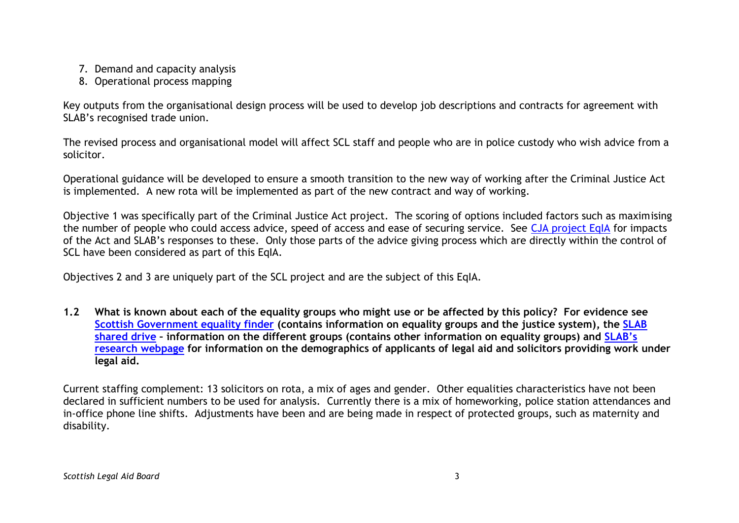7. Demand and capacity analysis
8. Operational process mapping

Key outputs from the organisational design process will be used to develop job descriptions and contracts for agreement with SLAB's recognised trade union.

The revised process and organisational model will affect SCL staff and people who are in police custody who wish advice from a solicitor.

Operational guidance will be developed to ensure a smooth transition to the new way of working after the Criminal Justice Act is implemented. A new rota will be implemented as part of the new contract and way of working.

Objective 1 was specifically part of the Criminal Justice Act project. The scoring of options included factors such as maximising the number of people who could access advice, speed of access and ease of securing service. See CJA project EqIA for impacts of the Act and SLAB's responses to these. Only those parts of the advice giving process which are directly within the control of SCL have been considered as part of this EqIA.

Objectives 2 and 3 are uniquely part of the SCL project and are the subject of this EqIA.

**1.2 What is known about each of the equality groups who might use or be affected by this policy? For evidence see Scottish Government equality finder (contains information on equality groups and the justice system), the SLAB shared drive – information on the different groups (contains other information on equality groups) and SLAB's research webpage for information on the demographics of applicants of legal aid and solicitors providing work under legal aid.**

Current staffing complement: 13 solicitors on rota, a mix of ages and gender. Other equalities characteristics have not been declared in sufficient numbers to be used for analysis. Currently there is a mix of homeworking, police station attendances and in-office phone line shifts. Adjustments have been and are being made in respect of protected groups, such as maternity and disability.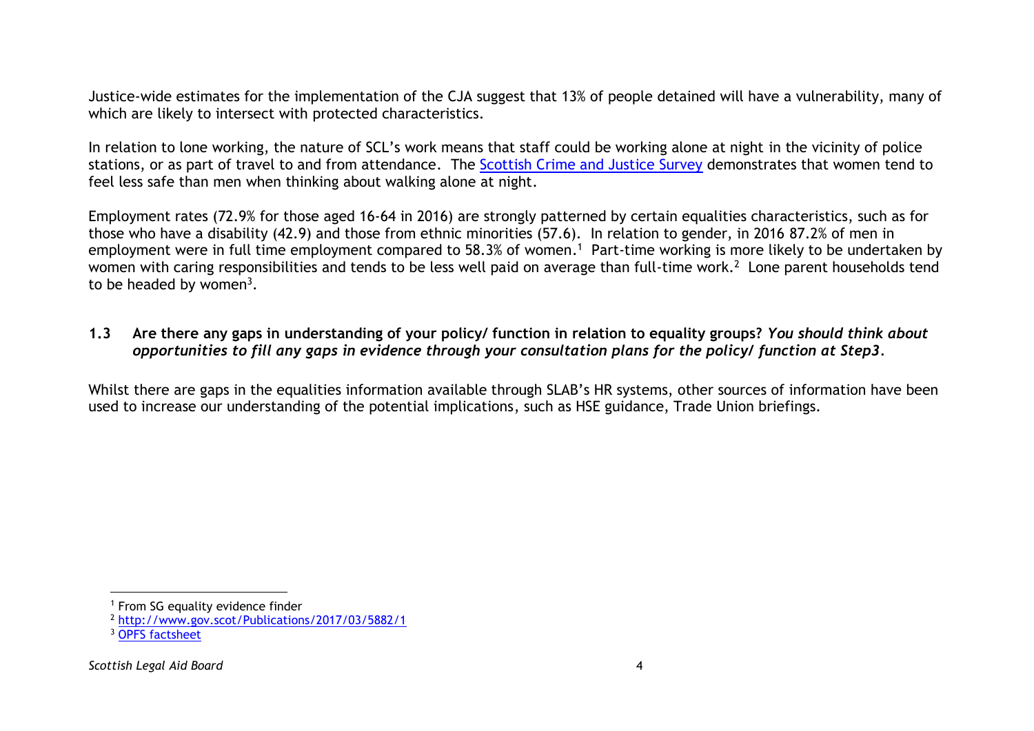Justice-wide estimates for the implementation of the CJA suggest that 13% of people detained will have a vulnerability, many of which are likely to intersect with protected characteristics.

In relation to lone working, the nature of SCL's work means that staff could be working alone at night in the vicinity of police stations, or as part of travel to and from attendance. The Scottish Crime and Justice Survey demonstrates that women tend to feel less safe than men when thinking about walking alone at night.

Employment rates (72.9% for those aged 16-64 in 2016) are strongly patterned by certain equalities characteristics, such as for those who have a disability (42.9) and those from ethnic minorities (57.6). In relation to gender, in 2016 87.2% of men in employment were in full time employment compared to 58.3% of women.[1] Part-time working is more likely to be undertaken by women with caring responsibilities and tends to be less well paid on average than full-time work.[2] Lone parent households tend to be headed by women[3].

**1.3 Are there any gaps in understanding of your policy/ function in relation to equality groups?** ***You should think about opportunities to fill any gaps in evidence through your consultation plans for the policy/ function at Step3.***

Whilst there are gaps in the equalities information available through SLAB's HR systems, other sources of information have been used to increase our understanding of the potential implications, such as HSE guidance, Trade Union briefings.

---

[1] From SG equality evidence finder

[2] http://www.gov.scot/Publications/2017/03/5882/1

[3] OPFS factsheet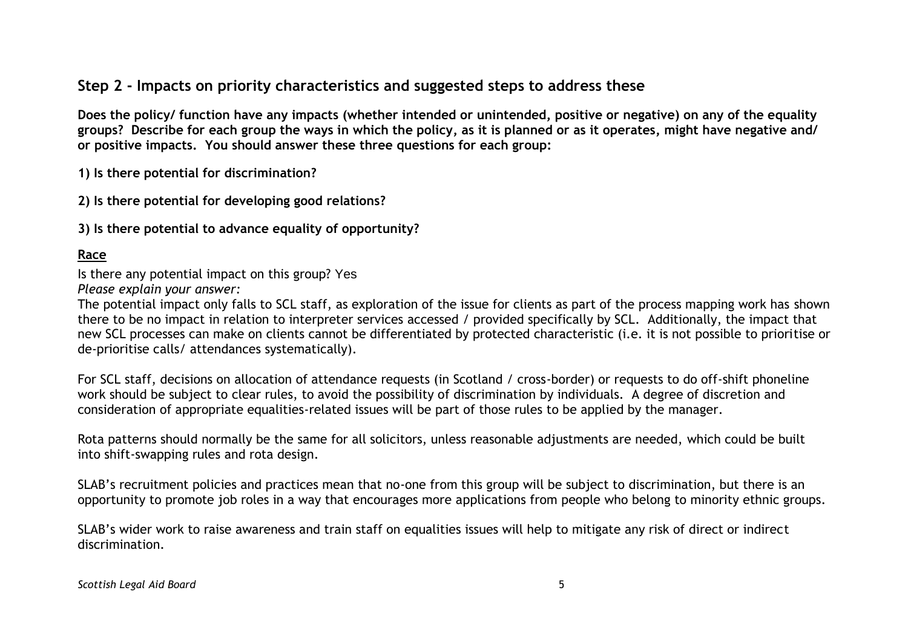## Step 2 - Impacts on priority characteristics and suggested steps to address these

**Does the policy/ function have any impacts (whether intended or unintended, positive or negative) on any of the equality groups? Describe for each group the ways in which the policy, as it is planned or as it operates, might have negative and/ or positive impacts. You should answer these three questions for each group:**

**1) Is there potential for discrimination?**

**2) Is there potential for developing good relations?**

**3) Is there potential to advance equality of opportunity?**

### Race

Is there any potential impact on this group? Yes

*Please explain your answer:*

The potential impact only falls to SCL staff, as exploration of the issue for clients as part of the process mapping work has shown there to be no impact in relation to interpreter services accessed / provided specifically by SCL. Additionally, the impact that new SCL processes can make on clients cannot be differentiated by protected characteristic (i.e. it is not possible to prioritise or de-prioritise calls/ attendances systematically).

For SCL staff, decisions on allocation of attendance requests (in Scotland / cross-border) or requests to do off-shift phoneline work should be subject to clear rules, to avoid the possibility of discrimination by individuals. A degree of discretion and consideration of appropriate equalities-related issues will be part of those rules to be applied by the manager.

Rota patterns should normally be the same for all solicitors, unless reasonable adjustments are needed, which could be built into shift-swapping rules and rota design.

SLAB's recruitment policies and practices mean that no-one from this group will be subject to discrimination, but there is an opportunity to promote job roles in a way that encourages more applications from people who belong to minority ethnic groups.

SLAB's wider work to raise awareness and train staff on equalities issues will help to mitigate any risk of direct or indirect discrimination.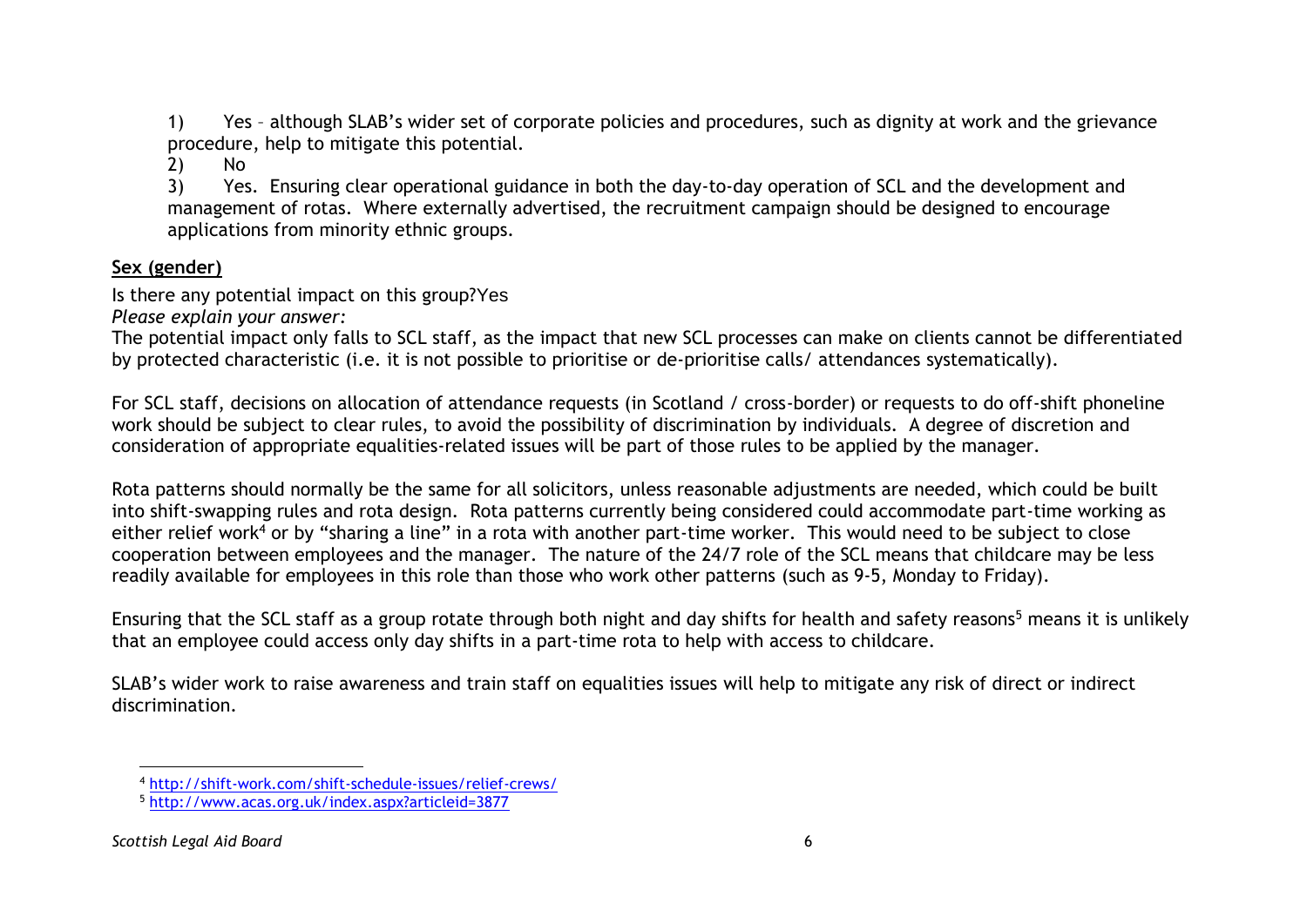1) Yes – although SLAB's wider set of corporate policies and procedures, such as dignity at work and the grievance procedure, help to mitigate this potential.

2) No

3) Yes. Ensuring clear operational guidance in both the day-to-day operation of SCL and the development and management of rotas. Where externally advertised, the recruitment campaign should be designed to encourage applications from minority ethnic groups.

**Sex (gender)**

Is there any potential impact on this group?Yes

*Please explain your answer:*

The potential impact only falls to SCL staff, as the impact that new SCL processes can make on clients cannot be differentiated by protected characteristic (i.e. it is not possible to prioritise or de-prioritise calls/ attendances systematically).

For SCL staff, decisions on allocation of attendance requests (in Scotland / cross-border) or requests to do off-shift phoneline work should be subject to clear rules, to avoid the possibility of discrimination by individuals. A degree of discretion and consideration of appropriate equalities-related issues will be part of those rules to be applied by the manager.

Rota patterns should normally be the same for all solicitors, unless reasonable adjustments are needed, which could be built into shift-swapping rules and rota design. Rota patterns currently being considered could accommodate part-time working as either relief work[4] or by "sharing a line" in a rota with another part-time worker. This would need to be subject to close cooperation between employees and the manager. The nature of the 24/7 role of the SCL means that childcare may be less readily available for employees in this role than those who work other patterns (such as 9-5, Monday to Friday).

Ensuring that the SCL staff as a group rotate through both night and day shifts for health and safety reasons[5] means it is unlikely that an employee could access only day shifts in a part-time rota to help with access to childcare.

SLAB's wider work to raise awareness and train staff on equalities issues will help to mitigate any risk of direct or indirect discrimination.

---

[4] http://shift-work.com/shift-schedule-issues/relief-crews/

[5] http://www.acas.org.uk/index.aspx?articleid=3877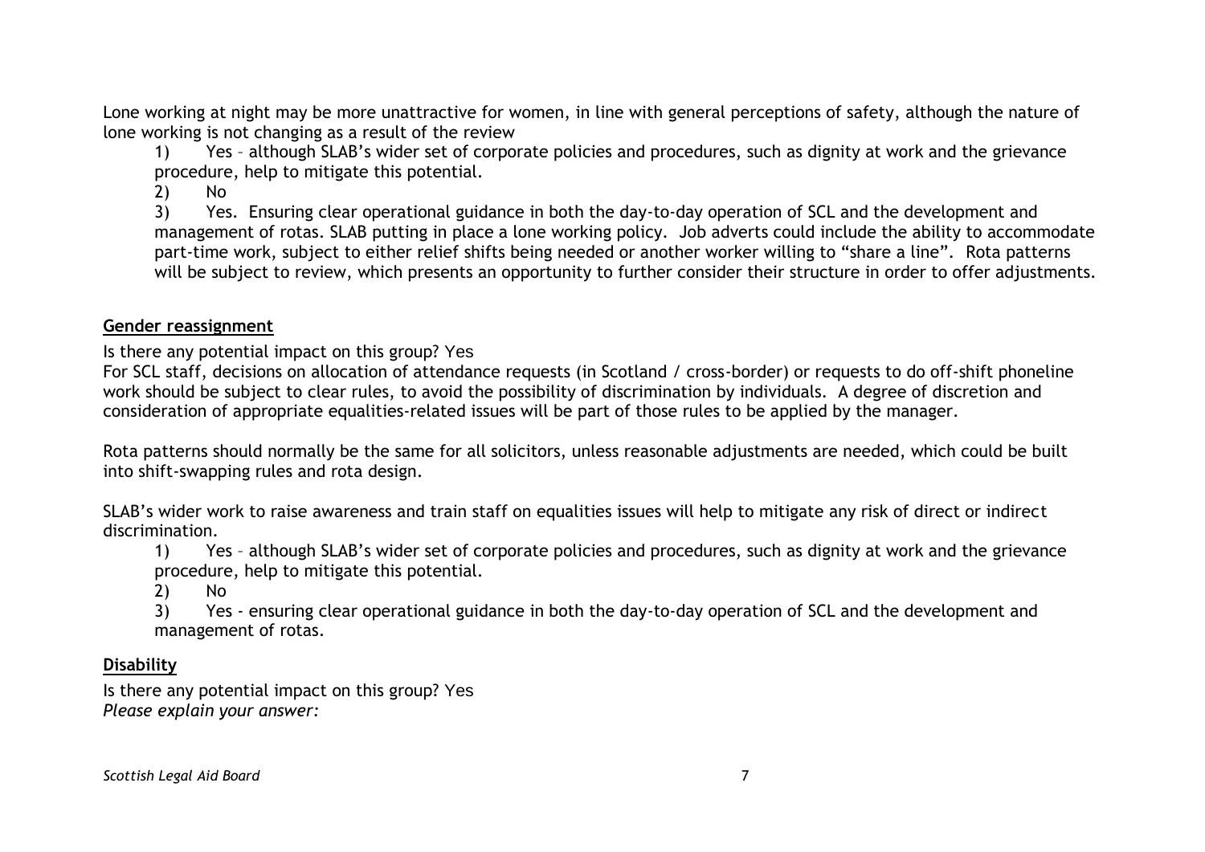Lone working at night may be more unattractive for women, in line with general perceptions of safety, although the nature of lone working is not changing as a result of the review

1) Yes – although SLAB's wider set of corporate policies and procedures, such as dignity at work and the grievance procedure, help to mitigate this potential.

2) No

3) Yes. Ensuring clear operational guidance in both the day-to-day operation of SCL and the development and management of rotas. SLAB putting in place a lone working policy. Job adverts could include the ability to accommodate part-time work, subject to either relief shifts being needed or another worker willing to "share a line". Rota patterns will be subject to review, which presents an opportunity to further consider their structure in order to offer adjustments.

**Gender reassignment**

Is there any potential impact on this group? Yes

For SCL staff, decisions on allocation of attendance requests (in Scotland / cross-border) or requests to do off-shift phoneline work should be subject to clear rules, to avoid the possibility of discrimination by individuals. A degree of discretion and consideration of appropriate equalities-related issues will be part of those rules to be applied by the manager.

Rota patterns should normally be the same for all solicitors, unless reasonable adjustments are needed, which could be built into shift-swapping rules and rota design.

SLAB's wider work to raise awareness and train staff on equalities issues will help to mitigate any risk of direct or indirect discrimination.

1) Yes – although SLAB's wider set of corporate policies and procedures, such as dignity at work and the grievance procedure, help to mitigate this potential.

2) No

3) Yes - ensuring clear operational guidance in both the day-to-day operation of SCL and the development and management of rotas.

**Disability**

Is there any potential impact on this group? Yes

*Please explain your answer:*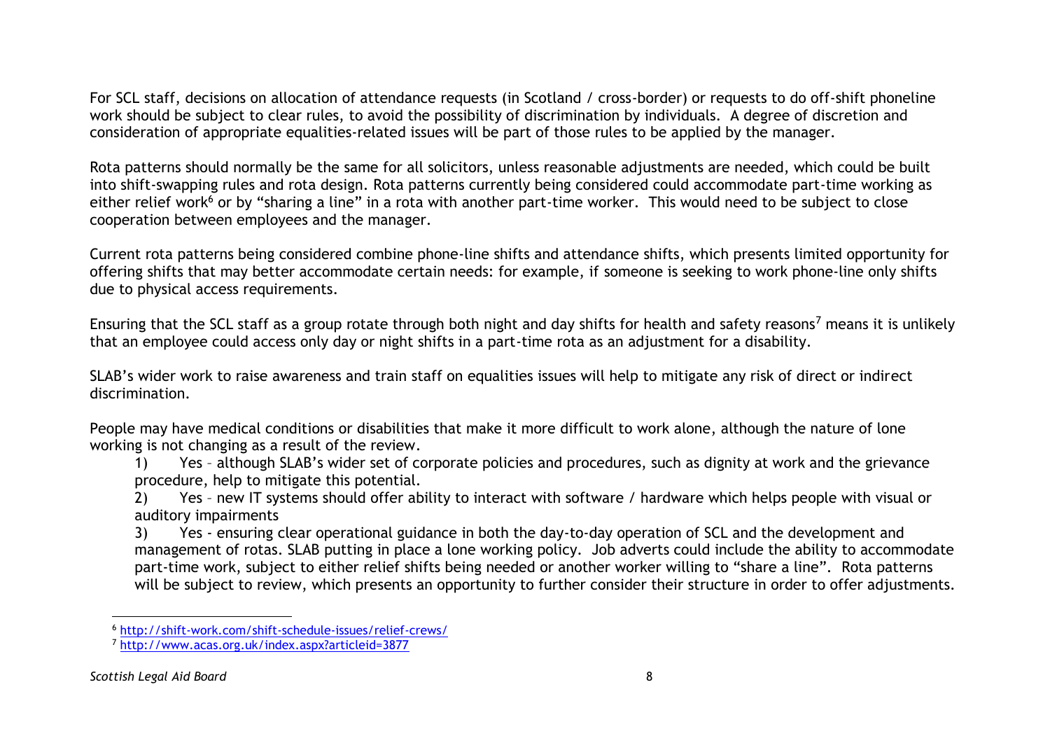For SCL staff, decisions on allocation of attendance requests (in Scotland / cross-border) or requests to do off-shift phoneline work should be subject to clear rules, to avoid the possibility of discrimination by individuals. A degree of discretion and consideration of appropriate equalities-related issues will be part of those rules to be applied by the manager.

Rota patterns should normally be the same for all solicitors, unless reasonable adjustments are needed, which could be built into shift-swapping rules and rota design. Rota patterns currently being considered could accommodate part-time working as either relief work[6] or by "sharing a line" in a rota with another part-time worker. This would need to be subject to close cooperation between employees and the manager.

Current rota patterns being considered combine phone-line shifts and attendance shifts, which presents limited opportunity for offering shifts that may better accommodate certain needs: for example, if someone is seeking to work phone-line only shifts due to physical access requirements.

Ensuring that the SCL staff as a group rotate through both night and day shifts for health and safety reasons[7] means it is unlikely that an employee could access only day or night shifts in a part-time rota as an adjustment for a disability.

SLAB's wider work to raise awareness and train staff on equalities issues will help to mitigate any risk of direct or indirect discrimination.

People may have medical conditions or disabilities that make it more difficult to work alone, although the nature of lone working is not changing as a result of the review.

1) Yes – although SLAB's wider set of corporate policies and procedures, such as dignity at work and the grievance procedure, help to mitigate this potential.
2) Yes – new IT systems should offer ability to interact with software / hardware which helps people with visual or auditory impairments
3) Yes - ensuring clear operational guidance in both the day-to-day operation of SCL and the development and management of rotas. SLAB putting in place a lone working policy. Job adverts could include the ability to accommodate part-time work, subject to either relief shifts being needed or another worker willing to "share a line". Rota patterns will be subject to review, which presents an opportunity to further consider their structure in order to offer adjustments.

---

[6] http://shift-work.com/shift-schedule-issues/relief-crews/

[7] http://www.acas.org.uk/index.aspx?articleid=3877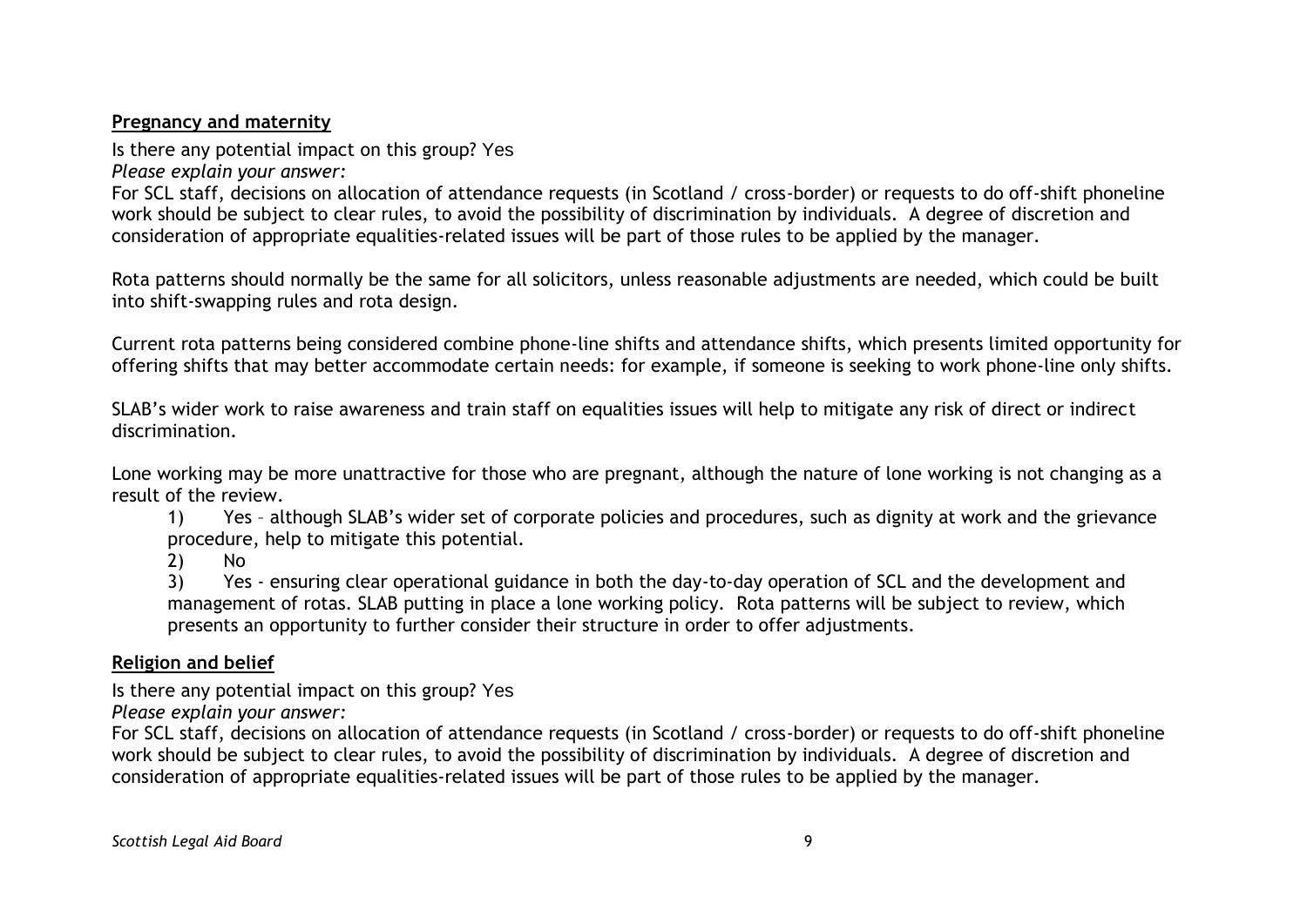**Pregnancy and maternity**

Is there any potential impact on this group? Yes

*Please explain your answer:*

For SCL staff, decisions on allocation of attendance requests (in Scotland / cross-border) or requests to do off-shift phoneline work should be subject to clear rules, to avoid the possibility of discrimination by individuals. A degree of discretion and consideration of appropriate equalities-related issues will be part of those rules to be applied by the manager.

Rota patterns should normally be the same for all solicitors, unless reasonable adjustments are needed, which could be built into shift-swapping rules and rota design.

Current rota patterns being considered combine phone-line shifts and attendance shifts, which presents limited opportunity for offering shifts that may better accommodate certain needs: for example, if someone is seeking to work phone-line only shifts.

SLAB's wider work to raise awareness and train staff on equalities issues will help to mitigate any risk of direct or indirect discrimination.

Lone working may be more unattractive for those who are pregnant, although the nature of lone working is not changing as a result of the review.

1) Yes – although SLAB's wider set of corporate policies and procedures, such as dignity at work and the grievance procedure, help to mitigate this potential.
2) No
3) Yes - ensuring clear operational guidance in both the day-to-day operation of SCL and the development and management of rotas. SLAB putting in place a lone working policy. Rota patterns will be subject to review, which presents an opportunity to further consider their structure in order to offer adjustments.

**Religion and belief**

Is there any potential impact on this group? Yes

*Please explain your answer:*

For SCL staff, decisions on allocation of attendance requests (in Scotland / cross-border) or requests to do off-shift phoneline work should be subject to clear rules, to avoid the possibility of discrimination by individuals. A degree of discretion and consideration of appropriate equalities-related issues will be part of those rules to be applied by the manager.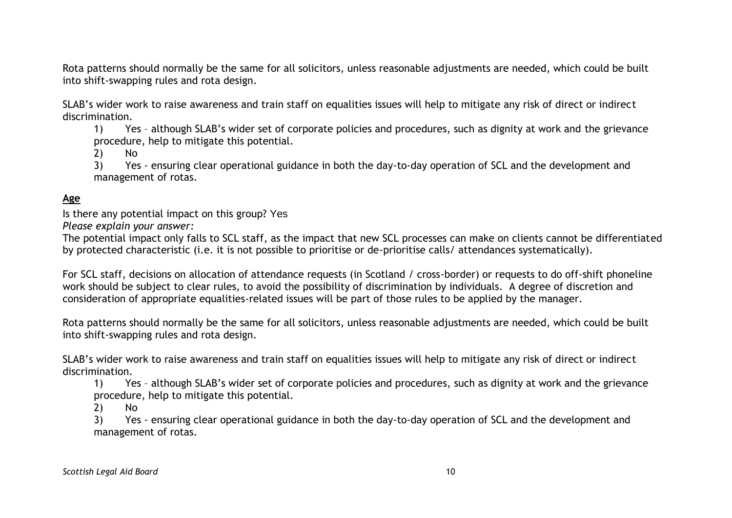Rota patterns should normally be the same for all solicitors, unless reasonable adjustments are needed, which could be built into shift-swapping rules and rota design.

SLAB's wider work to raise awareness and train staff on equalities issues will help to mitigate any risk of direct or indirect discrimination.

1) Yes – although SLAB's wider set of corporate policies and procedures, such as dignity at work and the grievance procedure, help to mitigate this potential.
2) No
3) Yes - ensuring clear operational guidance in both the day-to-day operation of SCL and the development and management of rotas.

**Age**

Is there any potential impact on this group? Yes

*Please explain your answer:*

The potential impact only falls to SCL staff, as the impact that new SCL processes can make on clients cannot be differentiated by protected characteristic (i.e. it is not possible to prioritise or de-prioritise calls/ attendances systematically).

For SCL staff, decisions on allocation of attendance requests (in Scotland / cross-border) or requests to do off-shift phoneline work should be subject to clear rules, to avoid the possibility of discrimination by individuals. A degree of discretion and consideration of appropriate equalities-related issues will be part of those rules to be applied by the manager.

Rota patterns should normally be the same for all solicitors, unless reasonable adjustments are needed, which could be built into shift-swapping rules and rota design.

SLAB's wider work to raise awareness and train staff on equalities issues will help to mitigate any risk of direct or indirect discrimination.

1) Yes – although SLAB's wider set of corporate policies and procedures, such as dignity at work and the grievance procedure, help to mitigate this potential.
2) No
3) Yes - ensuring clear operational guidance in both the day-to-day operation of SCL and the development and management of rotas.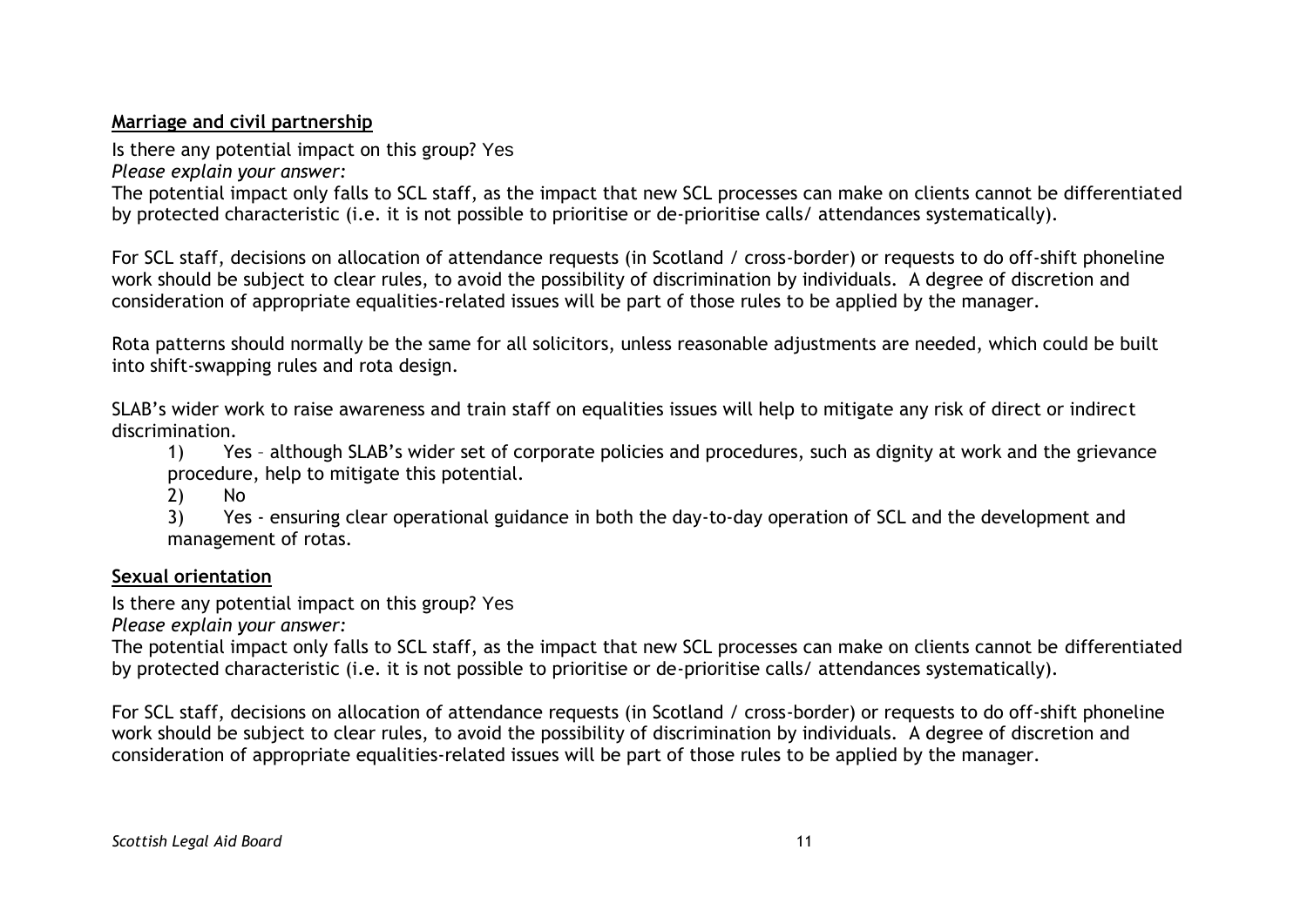**Marriage and civil partnership**

Is there any potential impact on this group? Yes

*Please explain your answer:*

The potential impact only falls to SCL staff, as the impact that new SCL processes can make on clients cannot be differentiated by protected characteristic (i.e. it is not possible to prioritise or de-prioritise calls/ attendances systematically).

For SCL staff, decisions on allocation of attendance requests (in Scotland / cross-border) or requests to do off-shift phoneline work should be subject to clear rules, to avoid the possibility of discrimination by individuals. A degree of discretion and consideration of appropriate equalities-related issues will be part of those rules to be applied by the manager.

Rota patterns should normally be the same for all solicitors, unless reasonable adjustments are needed, which could be built into shift-swapping rules and rota design.

SLAB's wider work to raise awareness and train staff on equalities issues will help to mitigate any risk of direct or indirect discrimination.

1) Yes – although SLAB's wider set of corporate policies and procedures, such as dignity at work and the grievance procedure, help to mitigate this potential.
2) No
3) Yes - ensuring clear operational guidance in both the day-to-day operation of SCL and the development and management of rotas.

**Sexual orientation**

Is there any potential impact on this group? Yes

*Please explain your answer:*

The potential impact only falls to SCL staff, as the impact that new SCL processes can make on clients cannot be differentiated by protected characteristic (i.e. it is not possible to prioritise or de-prioritise calls/ attendances systematically).

For SCL staff, decisions on allocation of attendance requests (in Scotland / cross-border) or requests to do off-shift phoneline work should be subject to clear rules, to avoid the possibility of discrimination by individuals. A degree of discretion and consideration of appropriate equalities-related issues will be part of those rules to be applied by the manager.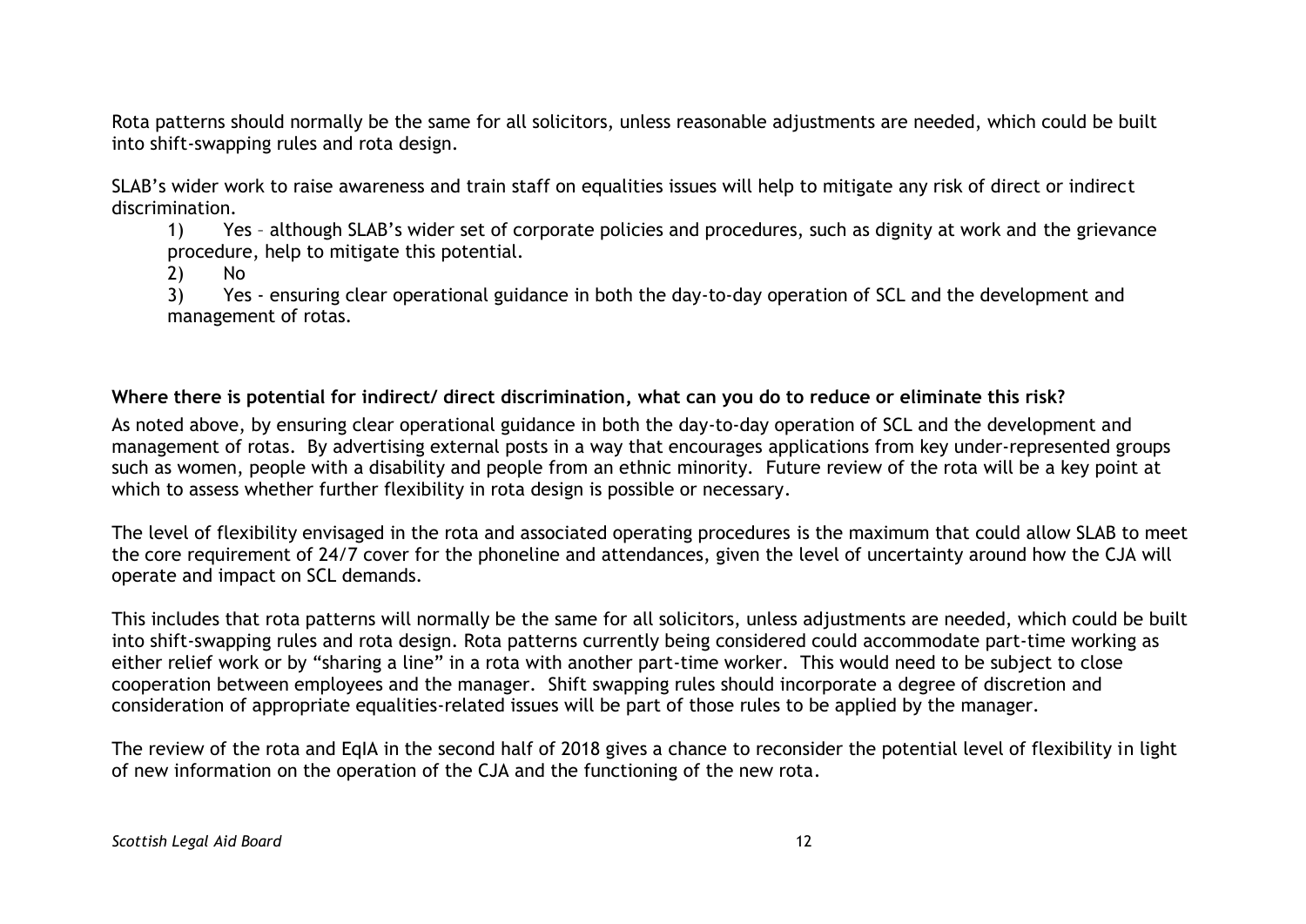Rota patterns should normally be the same for all solicitors, unless reasonable adjustments are needed, which could be built into shift-swapping rules and rota design.

SLAB's wider work to raise awareness and train staff on equalities issues will help to mitigate any risk of direct or indirect discrimination.

1) Yes – although SLAB's wider set of corporate policies and procedures, such as dignity at work and the grievance procedure, help to mitigate this potential.
2) No
3) Yes - ensuring clear operational guidance in both the day-to-day operation of SCL and the development and management of rotas.

**Where there is potential for indirect/ direct discrimination, what can you do to reduce or eliminate this risk?**

As noted above, by ensuring clear operational guidance in both the day-to-day operation of SCL and the development and management of rotas. By advertising external posts in a way that encourages applications from key under-represented groups such as women, people with a disability and people from an ethnic minority. Future review of the rota will be a key point at which to assess whether further flexibility in rota design is possible or necessary.

The level of flexibility envisaged in the rota and associated operating procedures is the maximum that could allow SLAB to meet the core requirement of 24/7 cover for the phoneline and attendances, given the level of uncertainty around how the CJA will operate and impact on SCL demands.

This includes that rota patterns will normally be the same for all solicitors, unless adjustments are needed, which could be built into shift-swapping rules and rota design. Rota patterns currently being considered could accommodate part-time working as either relief work or by "sharing a line" in a rota with another part-time worker. This would need to be subject to close cooperation between employees and the manager. Shift swapping rules should incorporate a degree of discretion and consideration of appropriate equalities-related issues will be part of those rules to be applied by the manager.

The review of the rota and EqIA in the second half of 2018 gives a chance to reconsider the potential level of flexibility in light of new information on the operation of the CJA and the functioning of the new rota.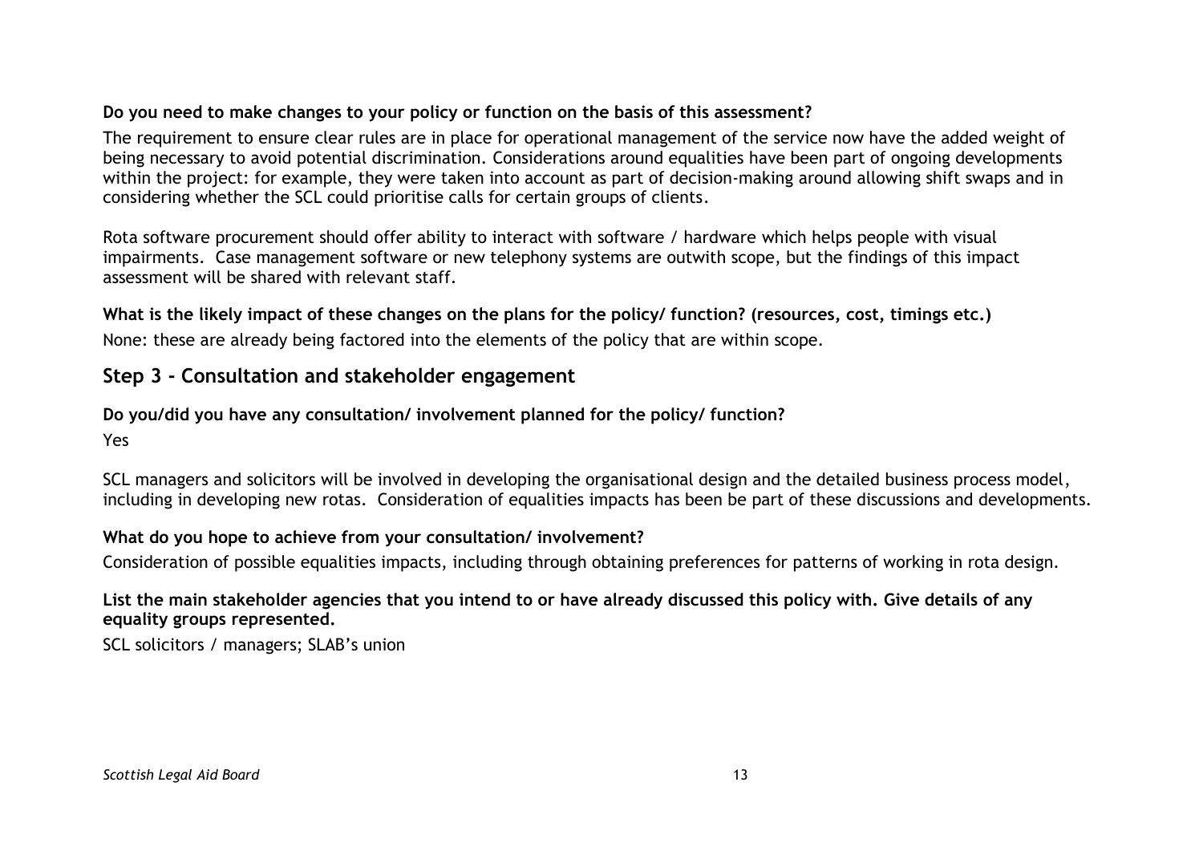**Do you need to make changes to your policy or function on the basis of this assessment?**

The requirement to ensure clear rules are in place for operational management of the service now have the added weight of being necessary to avoid potential discrimination. Considerations around equalities have been part of ongoing developments within the project: for example, they were taken into account as part of decision-making around allowing shift swaps and in considering whether the SCL could prioritise calls for certain groups of clients.

Rota software procurement should offer ability to interact with software / hardware which helps people with visual impairments. Case management software or new telephony systems are outwith scope, but the findings of this impact assessment will be shared with relevant staff.

**What is the likely impact of these changes on the plans for the policy/ function? (resources, cost, timings etc.)**

None: these are already being factored into the elements of the policy that are within scope.

## Step 3 - Consultation and stakeholder engagement

**Do you/did you have any consultation/ involvement planned for the policy/ function?**

Yes

SCL managers and solicitors will be involved in developing the organisational design and the detailed business process model, including in developing new rotas. Consideration of equalities impacts has been be part of these discussions and developments.

**What do you hope to achieve from your consultation/ involvement?**

Consideration of possible equalities impacts, including through obtaining preferences for patterns of working in rota design.

**List the main stakeholder agencies that you intend to or have already discussed this policy with. Give details of any equality groups represented.**

SCL solicitors / managers; SLAB's union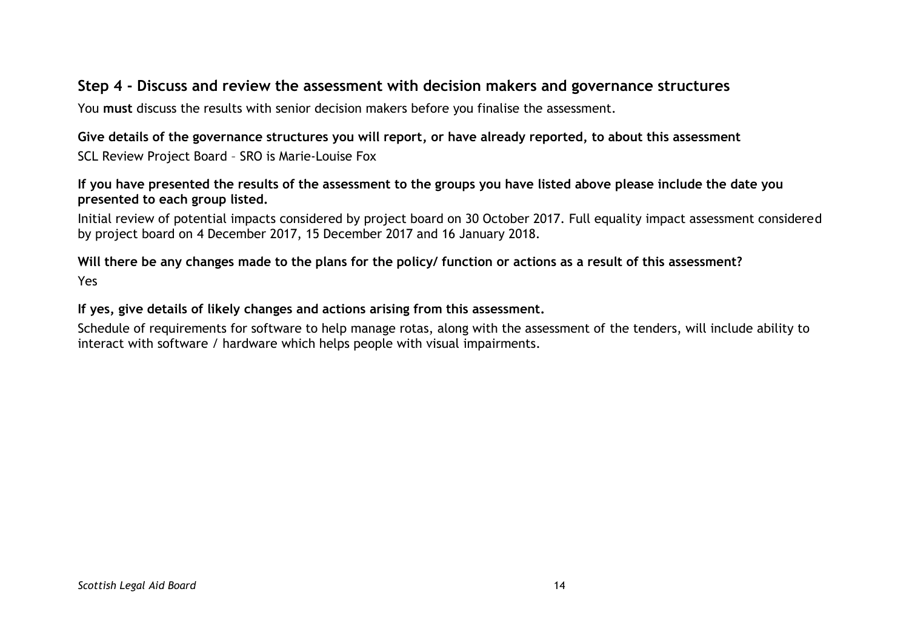## Step 4 - Discuss and review the assessment with decision makers and governance structures

You **must** discuss the results with senior decision makers before you finalise the assessment.

**Give details of the governance structures you will report, or have already reported, to about this assessment**

SCL Review Project Board – SRO is Marie-Louise Fox

**If you have presented the results of the assessment to the groups you have listed above please include the date you presented to each group listed.**

Initial review of potential impacts considered by project board on 30 October 2017. Full equality impact assessment considered by project board on 4 December 2017, 15 December 2017 and 16 January 2018.

**Will there be any changes made to the plans for the policy/ function or actions as a result of this assessment?**

Yes

**If yes, give details of likely changes and actions arising from this assessment.**

Schedule of requirements for software to help manage rotas, along with the assessment of the tenders, will include ability to interact with software / hardware which helps people with visual impairments.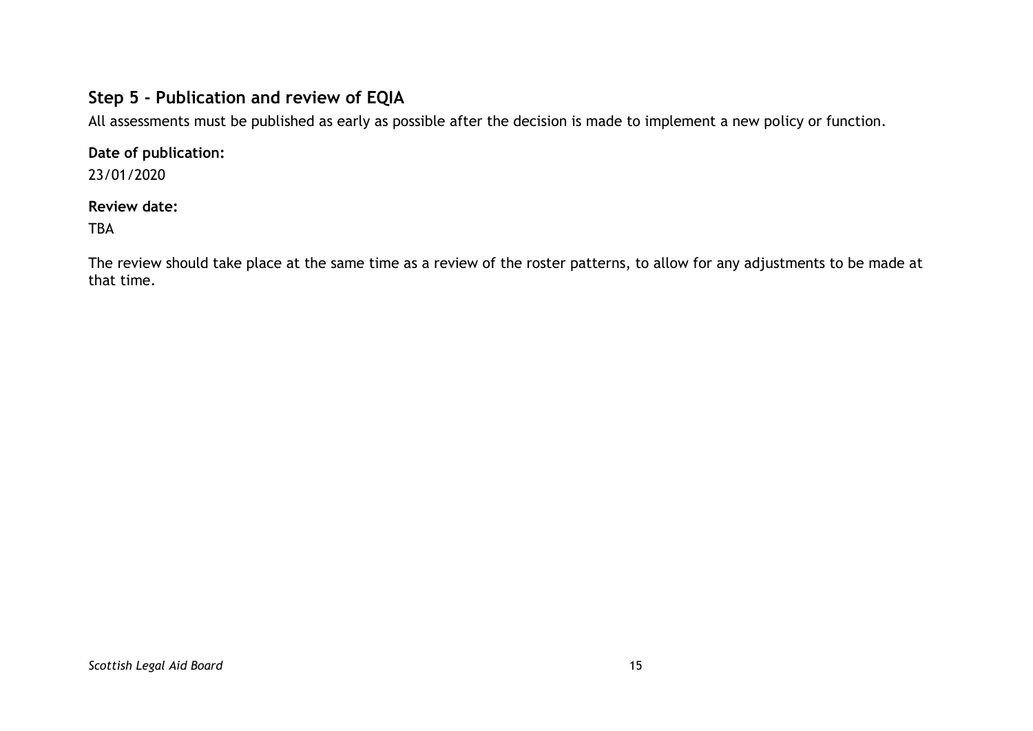## Step 5 - Publication and review of EQIA

All assessments must be published as early as possible after the decision is made to implement a new policy or function.

**Date of publication:**

23/01/2020

**Review date:**

TBA

The review should take place at the same time as a review of the roster patterns, to allow for any adjustments to be made at that time.